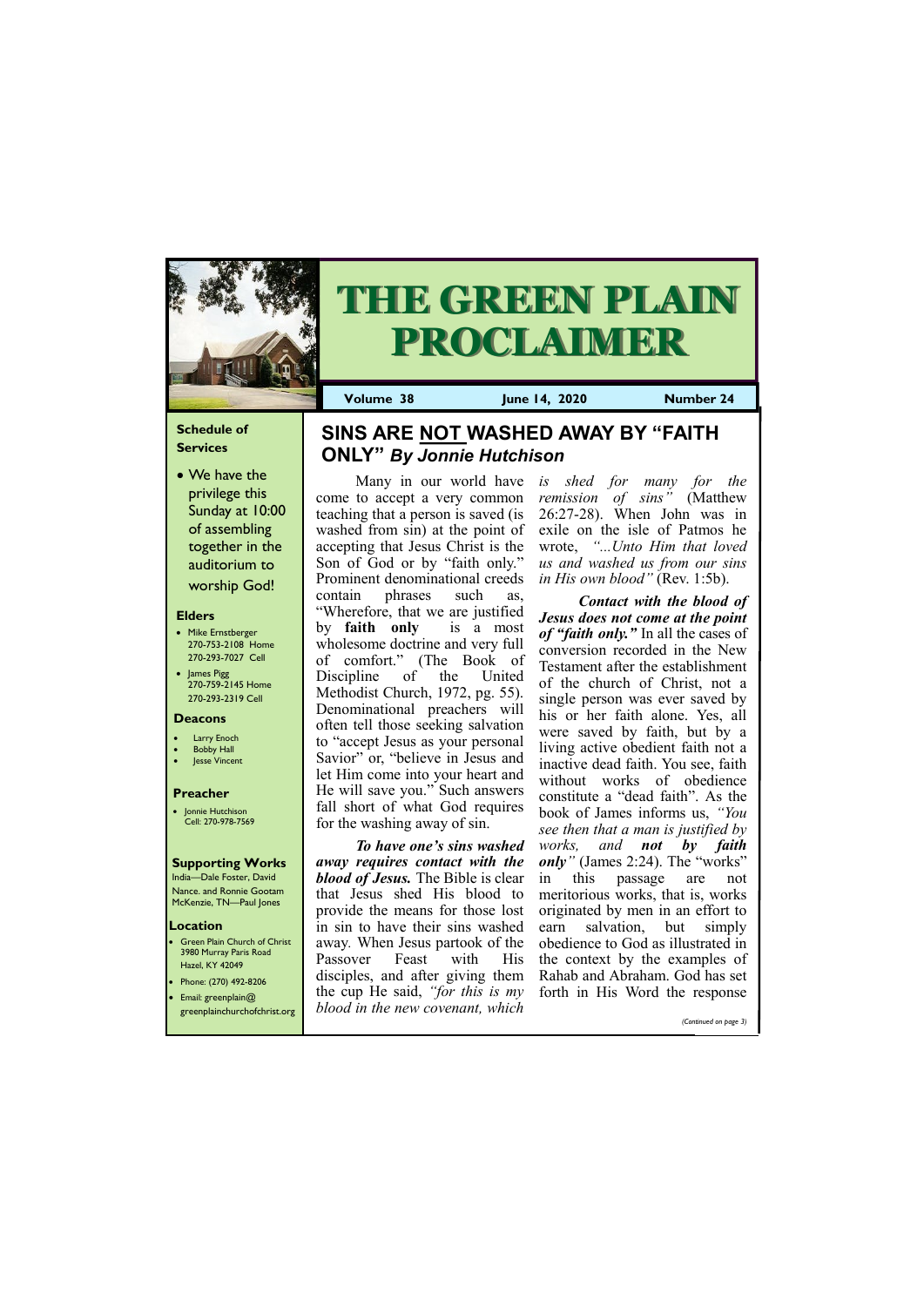# THE GREEN PLAIN PROCLAIMER

**Volume 38** | **June 14, 2020** | **Number 24**

### Schedule of Services

- We have the privilege this Sunday at 10:00 of assembling together in the auditorium to worship God!

### Elders

- Mike Ernstberger 270-753-2108 Home 270-293-7027 Cell
- James Pigg 270-759-2145 Home 270-293-2319 Cell

### Deacons

- Larry Enoch
- Bobby Hall
- Jesse Vincent

### Preacher

- Jonnie Hutchison Cell: 270-978-7569

### Supporting Works

India—Dale Foster, David Nance. and Ronnie Gootam McKenzie, TN—Paul Jones

### Location

- Green Plain Church of Christ 3980 Murray Paris Road Hazel, KY 42049
- Phone: (270) 492-8206
- Email: greenplain@greenplainchurchofchrist.org

## SINS ARE NOT WASHED AWAY BY "FAITH ONLY" *By Jonnie Hutchison*

Many in our world have come to accept a very common teaching that a person is saved (is washed from sin) at the point of accepting that Jesus Christ is the Son of God or by "faith only." Prominent denominational creeds contain phrases such as, "Wherefore, that we are justified by **faith only** is a most wholesome doctrine and very full of comfort." (The Book of Discipline of the United Methodist Church, 1972, pg. 55). Denominational preachers will often tell those seeking salvation to "accept Jesus as your personal Savior" or, "believe in Jesus and let Him come into your heart and He will save you." Such answers fall short of what God requires for the washing away of sin.

***To have one's sins washed away requires contact with the blood of Jesus.*** The Bible is clear that Jesus shed His blood to provide the means for those lost in sin to have their sins washed away. When Jesus partook of the Passover Feast with His disciples, and after giving them the cup He said, *"for this is my blood in the new covenant, which is shed for many for the remission of sins"* (Matthew 26:27-28). When John was in exile on the isle of Patmos he wrote, *"...Unto Him that loved us and washed us from our sins in His own blood"* (Rev. 1:5b).

***Contact with the blood of Jesus does not come at the point of "faith only."*** In all the cases of conversion recorded in the New Testament after the establishment of the church of Christ, not a single person was ever saved by his or her faith alone. Yes, all were saved by faith, but by a living active obedient faith not a inactive dead faith. You see, faith without works of obedience constitute a "dead faith". As the book of James informs us, *"You see then that a man is justified by works, and **not by faith only**"* (James 2:24). The "works" in this passage are not meritorious works, that is, works originated by men in an effort to earn salvation, but simply obedience to God as illustrated in the context by the examples of Rahab and Abraham. God has set forth in His Word the response

*(Continued on page 3)*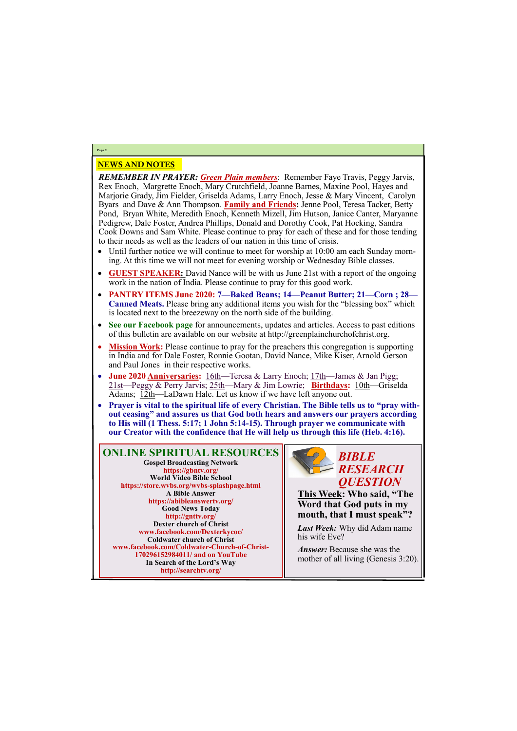## NEWS AND NOTES

***REMEMBER IN PRAYER:*** ***Green Plain members***: Remember Faye Travis, Peggy Jarvis, Rex Enoch, Margrette Enoch, Mary Crutchfield, Joanne Barnes, Maxine Pool, Hayes and Marjorie Grady, Jim Fielder, Griselda Adams, Larry Enoch, Jesse & Mary Vincent, Carolyn Byars and Dave & Ann Thompson. **Family and Friends:** Jenne Pool, Teresa Tacker, Betty Pond, Bryan White, Meredith Enoch, Kenneth Mizell, Jim Hutson, Janice Canter, Maryanne Pedigrew, Dale Foster, Andrea Phillips, Donald and Dorothy Cook, Pat Hocking, Sandra Cook Downs and Sam White. Please continue to pray for each of these and for those tending to their needs as well as the leaders of our nation in this time of crisis.

- Until further notice we will continue to meet for worship at 10:00 am each Sunday morning. At this time we will not meet for evening worship or Wednesday Bible classes.
- **GUEST SPEAKER:** David Nance will be with us June 21st with a report of the ongoing work in the nation of India. Please continue to pray for this good work.
- **PANTRY ITEMS June 2020: 7—Baked Beans; 14—Peanut Butter; 21—Corn ; 28—Canned Meats.** Please bring any additional items you wish for the "blessing box" which is located next to the breezeway on the north side of the building.
- **See our Facebook page** for announcements, updates and articles. Access to past editions of this bulletin are available on our website at http://greenplainchurchofchrist.org.
- **Mission Work:** Please continue to pray for the preachers this congregation is supporting in India and for Dale Foster, Ronnie Gootan, David Nance, Mike Kiser, Arnold Gerson and Paul Jones in their respective works.
- **June 2020 Anniversaries:** 16th—Teresa & Larry Enoch; 17th—James & Jan Pigg; 21st—Peggy & Perry Jarvis; 25th—Mary & Jim Lowrie; **Birthdays:** 10th—Griselda Adams; 12th—LaDawn Hale. Let us know if we have left anyone out.
- **Prayer is vital to the spiritual life of every Christian. The Bible tells us to "pray without ceasing" and assures us that God both hears and answers our prayers according to His will (1 Thess. 5:17; 1 John 5:14-15). Through prayer we communicate with our Creator with the confidence that He will help us through this life (Heb. 4:16).**

## ONLINE SPIRITUAL RESOURCES

**Gospel Broadcasting Network**
https://gbntv.org/
**World Video Bible School**
https://store.wvbs.org/wvbs-splashpage.html
**A Bible Answer**
https://abibleanswertv.org/
**Good News Today**
http://gnttv.org/
**Dexter church of Christ**
www.facebook.com/Dexterkycoc/
**Coldwater church of Christ**
www.facebook.com/Coldwater-Church-of-Christ-170296152984011/ and on YouTube
**In Search of the Lord's Way**
http://searchtv.org/

## *BIBLE RESEARCH QUESTION*

**This Week: Who said, "The Word that God puts in my mouth, that I must speak"?**

***Last Week:*** Why did Adam name his wife Eve?

***Answer:*** Because she was the mother of all living (Genesis 3:20).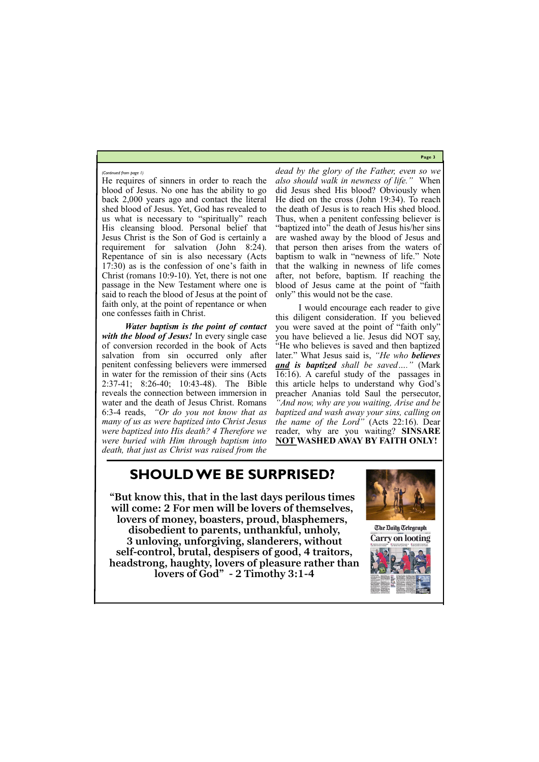*(Continued from page 1)*

He requires of sinners in order to reach the blood of Jesus. No one has the ability to go back 2,000 years ago and contact the literal shed blood of Jesus. Yet, God has revealed to us what is necessary to "spiritually" reach His cleansing blood. Personal belief that Jesus Christ is the Son of God is certainly a requirement for salvation (John 8:24). Repentance of sin is also necessary (Acts 17:30) as is the confession of one's faith in Christ (romans 10:9-10). Yet, there is not one passage in the New Testament where one is said to reach the blood of Jesus at the point of faith only, at the point of repentance or when one confesses faith in Christ.

***Water baptism is the point of contact with the blood of Jesus!*** In every single case of conversion recorded in the book of Acts salvation from sin occurred only after penitent confessing believers were immersed in water for the remission of their sins (Acts 2:37-41; 8:26-40; 10:43-48). The Bible reveals the connection between immersion in water and the death of Jesus Christ. Romans 6:3-4 reads, *"Or do you not know that as many of us as were baptized into Christ Jesus were baptized into His death? 4 Therefore we were buried with Him through baptism into death, that just as Christ was raised from the dead by the glory of the Father, even so we also should walk in newness of life."* When did Jesus shed His blood? Obviously when He died on the cross (John 19:34). To reach the death of Jesus is to reach His shed blood. Thus, when a penitent confessing believer is "baptized into" the death of Jesus his/her sins are washed away by the blood of Jesus and that person then arises from the waters of baptism to walk in "newness of life." Note that the walking in newness of life comes after, not before, baptism. If reaching the blood of Jesus came at the point of "faith only" this would not be the case.

I would encourage each reader to give this diligent consideration. If you believed you were saved at the point of "faith only" you have believed a lie. Jesus did NOT say, "He who believes is saved and then baptized later." What Jesus said is, *"He who **believes <u>and</u> is baptized** shall be saved…."* (Mark 16:16). A careful study of the passages in this article helps to understand why God's preacher Ananias told Saul the persecutor, *"And now, why are you waiting, Arise and be baptized and wash away your sins, calling on the name of the Lord"* (Acts 22:16). Dear reader, why are you waiting? **SINSARE <u>NOT</u> WASHED AWAY BY FAITH ONLY!**

# SHOULD WE BE SURPRISED?

**"But know this, that in the last days perilous times will come: 2 For men will be lovers of themselves, lovers of money, boasters, proud, blasphemers, disobedient to parents, unthankful, unholy, 3 unloving, unforgiving, slanderers, without self-control, brutal, despisers of good, 4 traitors, headstrong, haughty, lovers of pleasure rather than lovers of God" - 2 Timothy 3:1-4**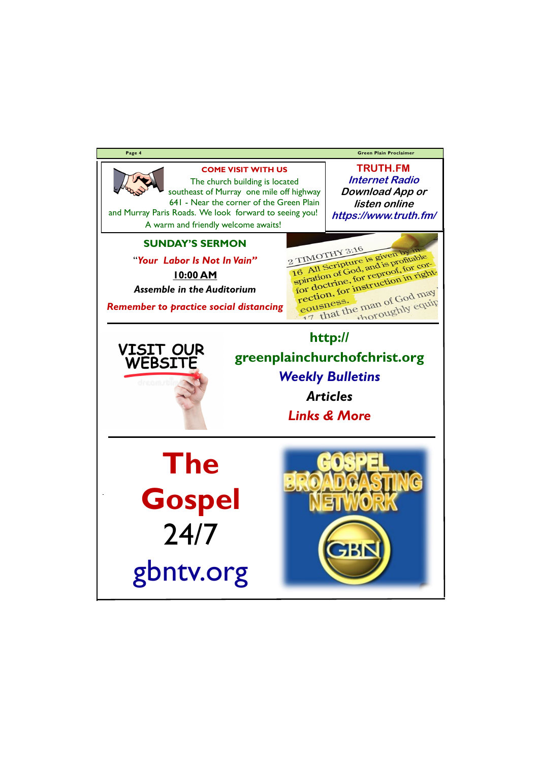## COME VISIT WITH US

The church building is located southeast of Murray one mile off highway 641 - Near the corner of the Green Plain and Murray Paris Roads. We look forward to seeing you!

A warm and friendly welcome awaits!

## TRUTH.FM

*Internet Radio*

*Download App or listen online*

*https://www.truth.fm/*

## SUNDAY'S SERMON

"*Your Labor Is Not In Vain"*

**10:00 AM**

*Assemble in the Auditorium*

*Remember to practice social distancing*

2 TIMOTHY 3:16

16 All Scripture is given by inspiration of God, and is profitable for doctrine, for reproof, for correction, for instruction in righteousness.

17 that the man of God may thoroughly equip

VISIT OUR WEBSITE

**http://greenplainchurchofchrist.org**

***Weekly Bulletins***

***Articles***

***Links & More***

# The Gospel

24/7

gbntv.org

GOSPEL BROADCASTING NETWORK

GBN